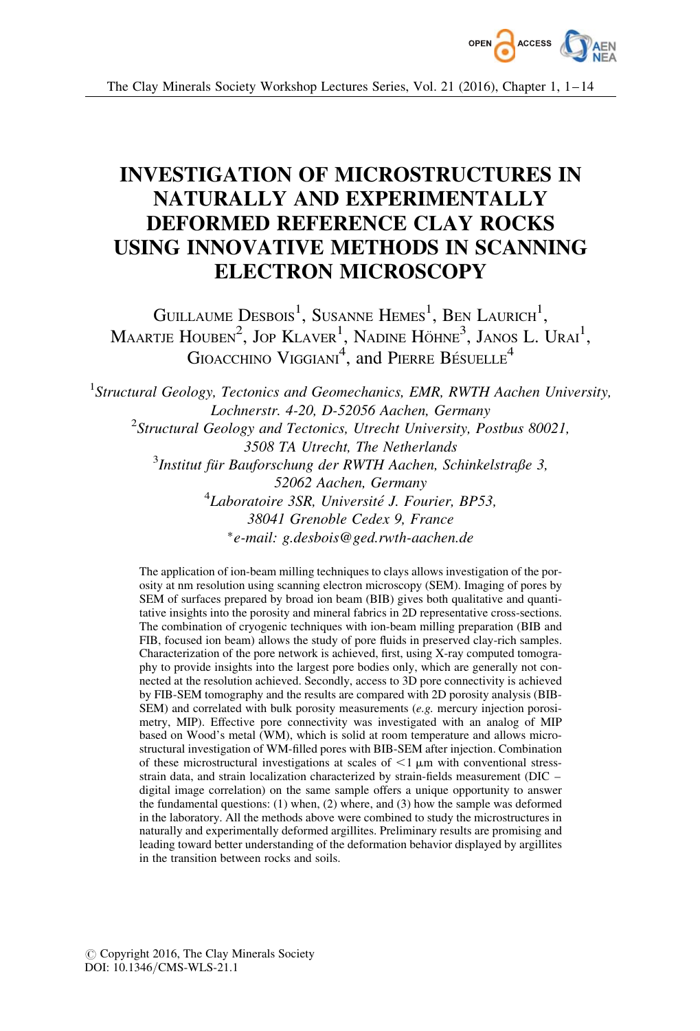# INVESTIGATION OF MICROSTRUCTURES IN NATURALLY AND EXPERIMENTALLY DEFORMED REFERENCE CLAY ROCKS USING INNOVATIVE METHODS IN SCANNING ELECTRON MICROSCOPY

Guillaume Desbois[1], Susanne Hemes[1], Ben Laurich[1], Maartje Houben[2], Jop Klaver[1], Nadine Höhne[3], Janos L. Urai[1], Gioacchino Viggiani[4], and Pierre Bésuelle[4]

[1] *Structural Geology, Tectonics and Geomechanics, EMR, RWTH Aachen University, Lochnerstr. 4-20, D-52056 Aachen, Germany*

[2] *Structural Geology and Tectonics, Utrecht University, Postbus 80021, 3508 TA Utrecht, The Netherlands*

[3] *Institut für Bauforschung der RWTH Aachen, Schinkelstraße 3, 52062 Aachen, Germany*

[4] *Laboratoire 3SR, Université J. Fourier, BP53, 38041 Grenoble Cedex 9, France*

*e-mail: g.desbois@ged.rwth-aachen.de

The application of ion-beam milling techniques to clays allows investigation of the porosity at nm resolution using scanning electron microscopy (SEM). Imaging of pores by SEM of surfaces prepared by broad ion beam (BIB) gives both qualitative and quantitative insights into the porosity and mineral fabrics in 2D representative cross-sections. The combination of cryogenic techniques with ion-beam milling preparation (BIB and FIB, focused ion beam) allows the study of pore fluids in preserved clay-rich samples. Characterization of the pore network is achieved, first, using X-ray computed tomography to provide insights into the largest pore bodies only, which are generally not connected at the resolution achieved. Secondly, access to 3D pore connectivity is achieved by FIB-SEM tomography and the results are compared with 2D porosity analysis (BIB-SEM) and correlated with bulk porosity measurements (*e.g.* mercury injection porosimetry, MIP). Effective pore connectivity was investigated with an analog of MIP based on Wood's metal (WM), which is solid at room temperature and allows microstructural investigation of WM-filled pores with BIB-SEM after injection. Combination of these microstructural investigations at scales of $<1$ μm with conventional stress-strain data, and strain localization characterized by strain-fields measurement (DIC – digital image correlation) on the same sample offers a unique opportunity to answer the fundamental questions: (1) when, (2) where, and (3) how the sample was deformed in the laboratory. All the methods above were combined to study the microstructures in naturally and experimentally deformed argillites. Preliminary results are promising and leading toward better understanding of the deformation behavior displayed by argillites in the transition between rocks and soils.

© Copyright 2016, The Clay Minerals Society
DOI: 10.1346/CMS-WLS-21.1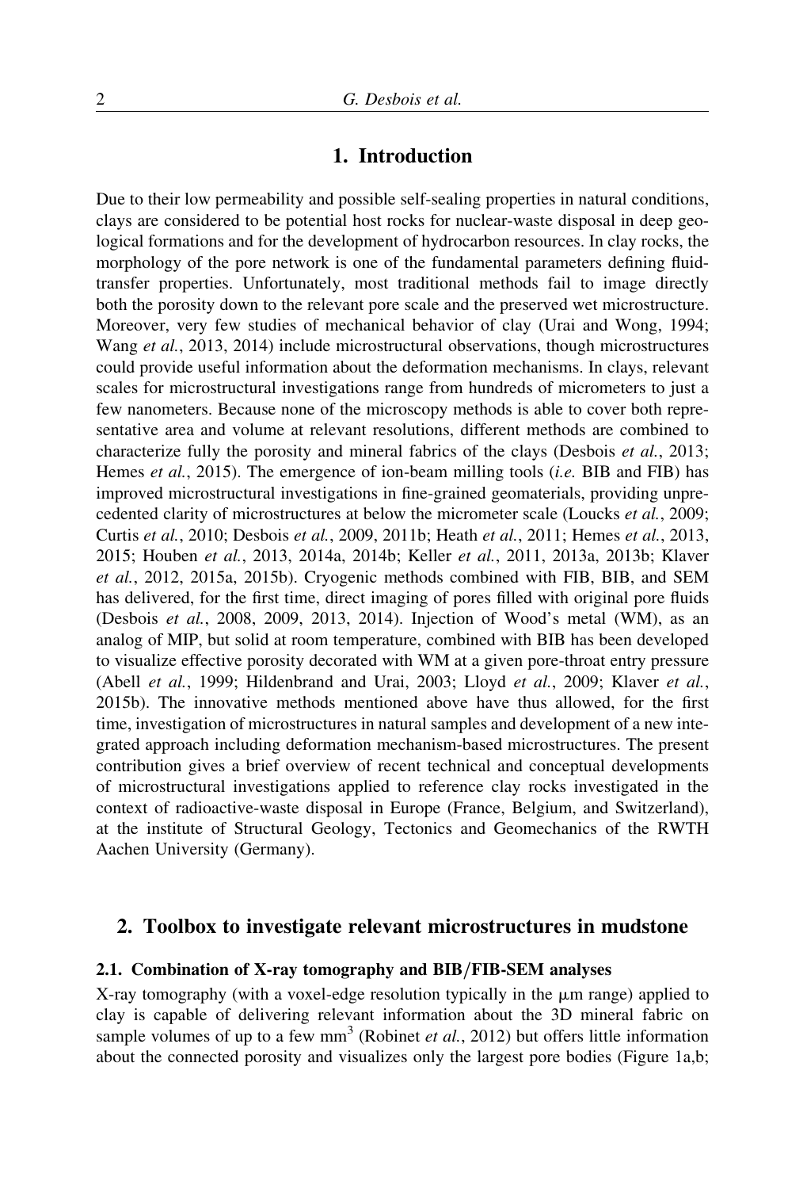# 1. Introduction

Due to their low permeability and possible self-sealing properties in natural conditions, clays are considered to be potential host rocks for nuclear-waste disposal in deep geological formations and for the development of hydrocarbon resources. In clay rocks, the morphology of the pore network is one of the fundamental parameters defining fluid-transfer properties. Unfortunately, most traditional methods fail to image directly both the porosity down to the relevant pore scale and the preserved wet microstructure. Moreover, very few studies of mechanical behavior of clay (Urai and Wong, 1994; Wang *et al.*, 2013, 2014) include microstructural observations, though microstructures could provide useful information about the deformation mechanisms. In clays, relevant scales for microstructural investigations range from hundreds of micrometers to just a few nanometers. Because none of the microscopy methods is able to cover both representative area and volume at relevant resolutions, different methods are combined to characterize fully the porosity and mineral fabrics of the clays (Desbois *et al.*, 2013; Hemes *et al.*, 2015). The emergence of ion-beam milling tools (*i.e.* BIB and FIB) has improved microstructural investigations in fine-grained geomaterials, providing unprecedented clarity of microstructures at below the micrometer scale (Loucks *et al.*, 2009; Curtis *et al.*, 2010; Desbois *et al.*, 2009, 2011b; Heath *et al.*, 2011; Hemes *et al.*, 2013, 2015; Houben *et al.*, 2013, 2014a, 2014b; Keller *et al.*, 2011, 2013a, 2013b; Klaver *et al.*, 2012, 2015a, 2015b). Cryogenic methods combined with FIB, BIB, and SEM has delivered, for the first time, direct imaging of pores filled with original pore fluids (Desbois *et al.*, 2008, 2009, 2013, 2014). Injection of Wood's metal (WM), as an analog of MIP, but solid at room temperature, combined with BIB has been developed to visualize effective porosity decorated with WM at a given pore-throat entry pressure (Abell *et al.*, 1999; Hildenbrand and Urai, 2003; Lloyd *et al.*, 2009; Klaver *et al.*, 2015b). The innovative methods mentioned above have thus allowed, for the first time, investigation of microstructures in natural samples and development of a new integrated approach including deformation mechanism-based microstructures. The present contribution gives a brief overview of recent technical and conceptual developments of microstructural investigations applied to reference clay rocks investigated in the context of radioactive-waste disposal in Europe (France, Belgium, and Switzerland), at the institute of Structural Geology, Tectonics and Geomechanics of the RWTH Aachen University (Germany).

# 2. Toolbox to investigate relevant microstructures in mudstone

## 2.1. Combination of X-ray tomography and BIB/FIB-SEM analyses

X-ray tomography (with a voxel-edge resolution typically in the μm range) applied to clay is capable of delivering relevant information about the 3D mineral fabric on sample volumes of up to a few mm$^3$ (Robinet *et al.*, 2012) but offers little information about the connected porosity and visualizes only the largest pore bodies (Figure 1a,b;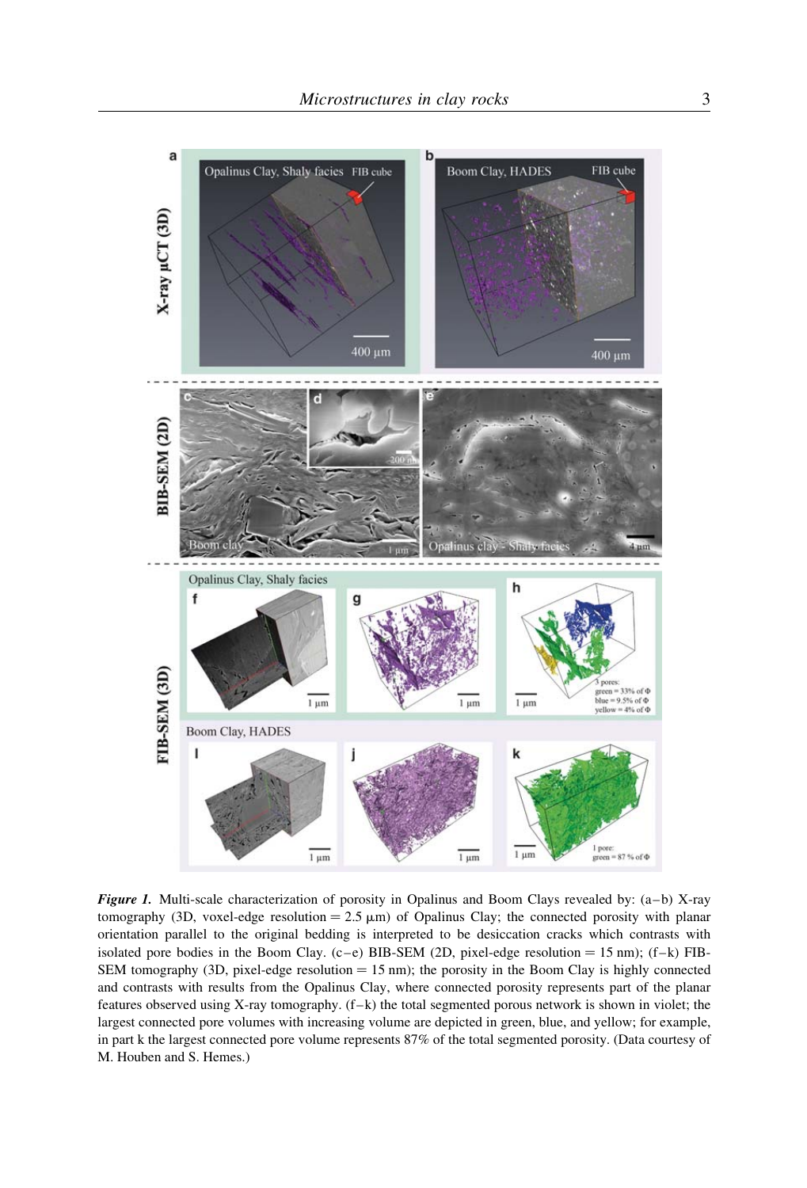*Figure 1.* Multi-scale characterization of porosity in Opalinus and Boom Clays revealed by: (a–b) X-ray tomography (3D, voxel-edge resolution = 2.5 μm) of Opalinus Clay; the connected porosity with planar orientation parallel to the original bedding is interpreted to be desiccation cracks which contrasts with isolated pore bodies in the Boom Clay. (c–e) BIB-SEM (2D, pixel-edge resolution = 15 nm); (f–k) FIB-SEM tomography (3D, pixel-edge resolution = 15 nm); the porosity in the Boom Clay is highly connected and contrasts with results from the Opalinus Clay, where connected porosity represents part of the planar features observed using X-ray tomography. (f–k) the total segmented porous network is shown in violet; the largest connected pore volumes with increasing volume are depicted in green, blue, and yellow; for example, in part k the largest connected pore volume represents 87% of the total segmented porosity. (Data courtesy of M. Houben and S. Hemes.)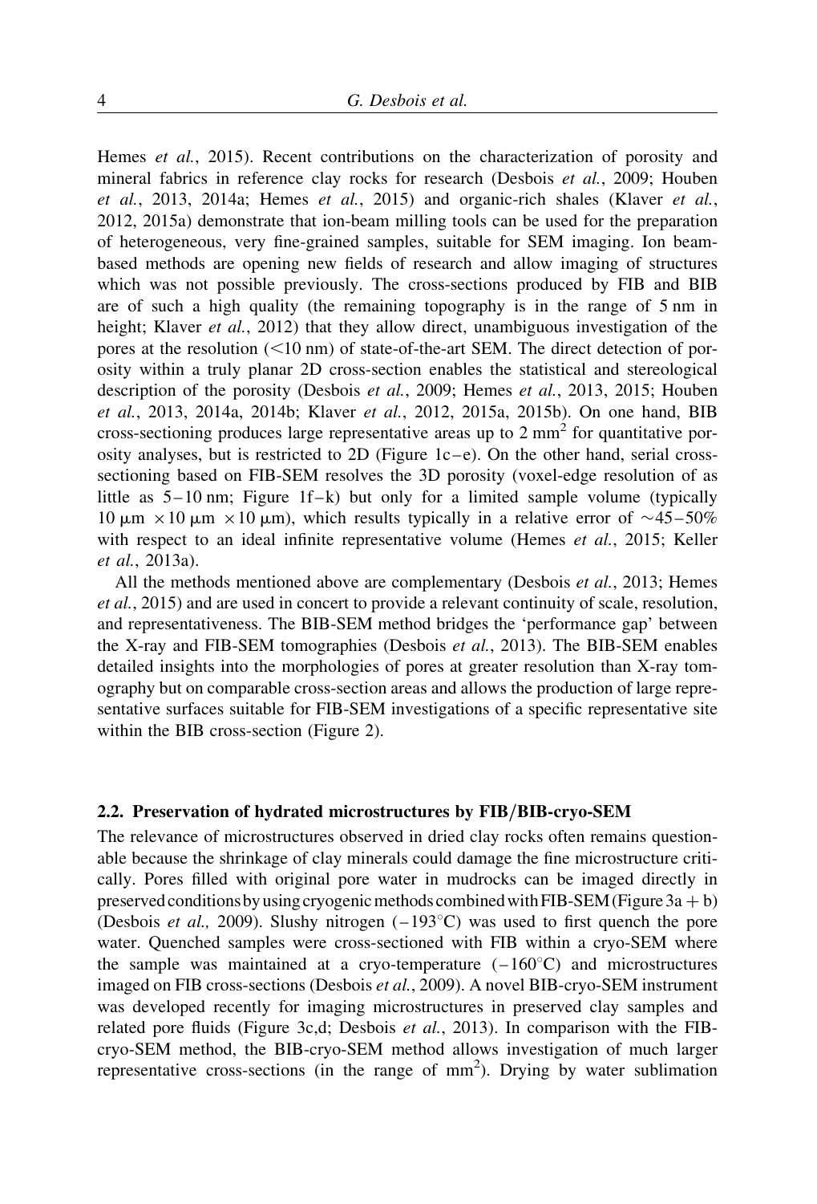Hemes *et al.*, 2015). Recent contributions on the characterization of porosity and mineral fabrics in reference clay rocks for research (Desbois *et al.*, 2009; Houben *et al.*, 2013, 2014a; Hemes *et al.*, 2015) and organic-rich shales (Klaver *et al.*, 2012, 2015a) demonstrate that ion-beam milling tools can be used for the preparation of heterogeneous, very fine-grained samples, suitable for SEM imaging. Ion beam-based methods are opening new fields of research and allow imaging of structures which was not possible previously. The cross-sections produced by FIB and BIB are of such a high quality (the remaining topography is in the range of 5 nm in height; Klaver *et al.*, 2012) that they allow direct, unambiguous investigation of the pores at the resolution (<10 nm) of state-of-the-art SEM. The direct detection of porosity within a truly planar 2D cross-section enables the statistical and stereological description of the porosity (Desbois *et al.*, 2009; Hemes *et al.*, 2013, 2015; Houben *et al.*, 2013, 2014a, 2014b; Klaver *et al.*, 2012, 2015a, 2015b). On one hand, BIB cross-sectioning produces large representative areas up to 2 $mm^2$ for quantitative porosity analyses, but is restricted to 2D (Figure 1c–e). On the other hand, serial cross-sectioning based on FIB-SEM resolves the 3D porosity (voxel-edge resolution of as little as 5–10 nm; Figure 1f–k) but only for a limited sample volume (typically $10\ \mu m \times 10\ \mu m \times 10\ \mu m$), which results typically in a relative error of ~45–50% with respect to an ideal infinite representative volume (Hemes *et al.*, 2015; Keller *et al.*, 2013a).

All the methods mentioned above are complementary (Desbois *et al.*, 2013; Hemes *et al.*, 2015) and are used in concert to provide a relevant continuity of scale, resolution, and representativeness. The BIB-SEM method bridges the 'performance gap' between the X-ray and FIB-SEM tomographies (Desbois *et al.*, 2013). The BIB-SEM enables detailed insights into the morphologies of pores at greater resolution than X-ray tomography but on comparable cross-section areas and allows the production of large representative surfaces suitable for FIB-SEM investigations of a specific representative site within the BIB cross-section (Figure 2).

## 2.2. Preservation of hydrated microstructures by FIB/BIB-cryo-SEM

The relevance of microstructures observed in dried clay rocks often remains questionable because the shrinkage of clay minerals could damage the fine microstructure critically. Pores filled with original pore water in mudrocks can be imaged directly in preserved conditions by using cryogenic methods combined with FIB-SEM (Figure 3a + b) (Desbois *et al.,* 2009). Slushy nitrogen (−193°C) was used to first quench the pore water. Quenched samples were cross-sectioned with FIB within a cryo-SEM where the sample was maintained at a cryo-temperature (−160°C) and microstructures imaged on FIB cross-sections (Desbois *et al.*, 2009). A novel BIB-cryo-SEM instrument was developed recently for imaging microstructures in preserved clay samples and related pore fluids (Figure 3c,d; Desbois *et al.*, 2013). In comparison with the FIB-cryo-SEM method, the BIB-cryo-SEM method allows investigation of much larger representative cross-sections (in the range of $mm^2$). Drying by water sublimation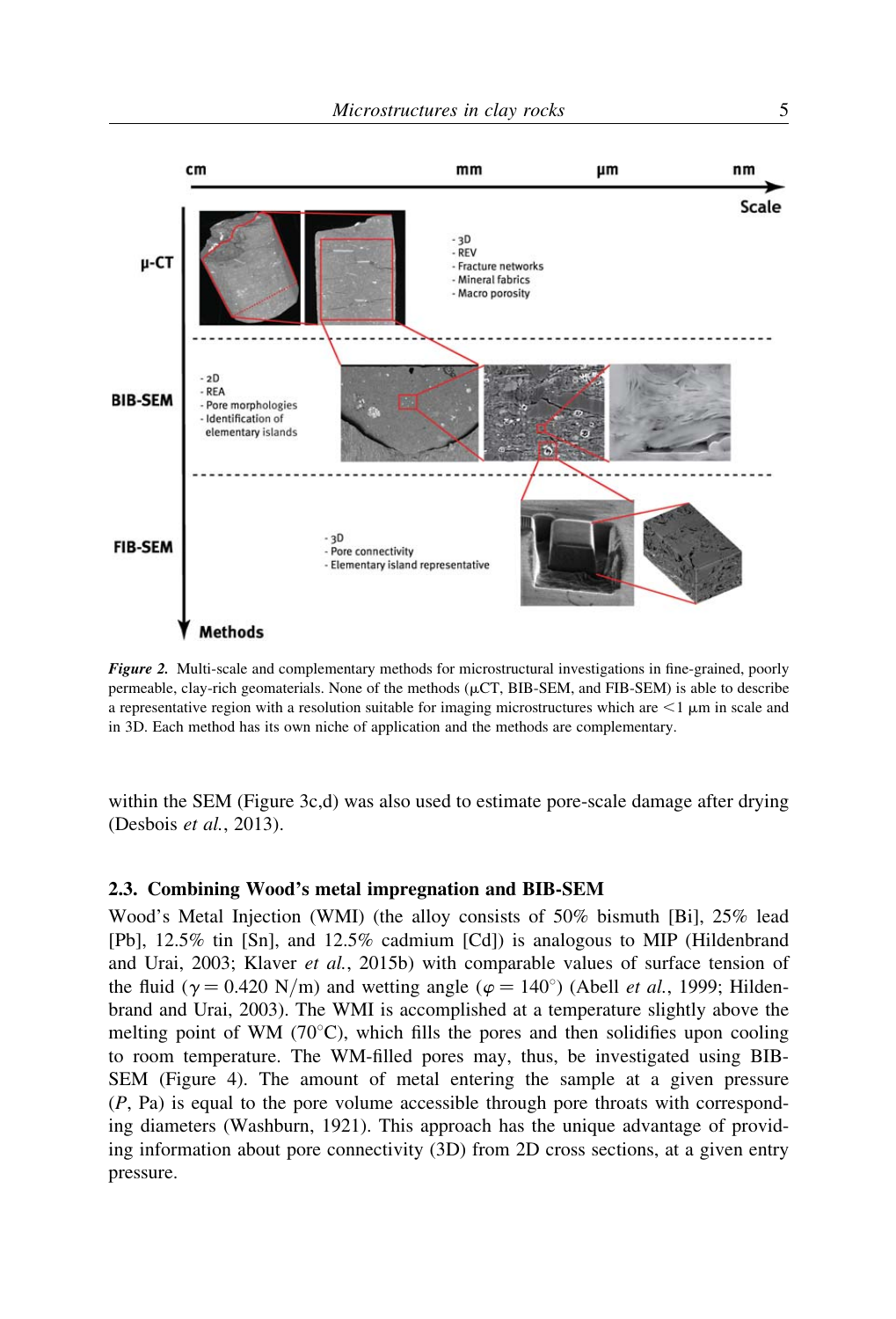*Figure 2.* Multi-scale and complementary methods for microstructural investigations in fine-grained, poorly permeable, clay-rich geomaterials. None of the methods (μCT, BIB-SEM, and FIB-SEM) is able to describe a representative region with a resolution suitable for imaging microstructures which are $<1$ μm in scale and in 3D. Each method has its own niche of application and the methods are complementary.

within the SEM (Figure 3c,d) was also used to estimate pore-scale damage after drying (Desbois *et al.*, 2013).

### 2.3. Combining Wood's metal impregnation and BIB-SEM

Wood's Metal Injection (WMI) (the alloy consists of 50% bismuth [Bi], 25% lead [Pb], 12.5% tin [Sn], and 12.5% cadmium [Cd]) is analogous to MIP (Hildenbrand and Urai, 2003; Klaver *et al.*, 2015b) with comparable values of surface tension of the fluid ($\gamma = 0.420$ N/m) and wetting angle ($\varphi = 140^{\circ}$) (Abell *et al.*, 1999; Hildenbrand and Urai, 2003). The WMI is accomplished at a temperature slightly above the melting point of WM (70°C), which fills the pores and then solidifies upon cooling to room temperature. The WM-filled pores may, thus, be investigated using BIB-SEM (Figure 4). The amount of metal entering the sample at a given pressure ($P$, Pa) is equal to the pore volume accessible through pore throats with corresponding diameters (Washburn, 1921). This approach has the unique advantage of providing information about pore connectivity (3D) from 2D cross sections, at a given entry pressure.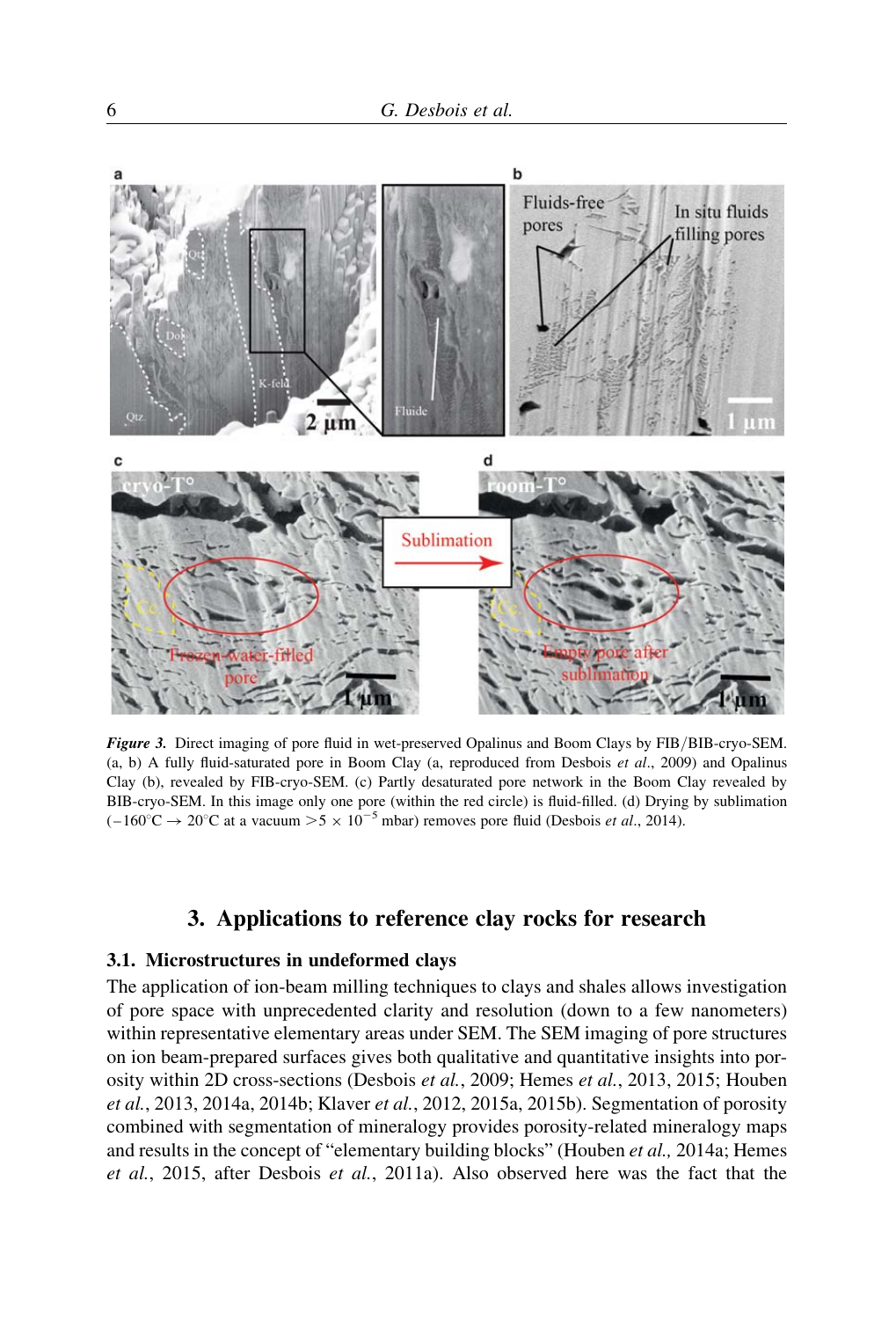***Figure 3.*** Direct imaging of pore fluid in wet-preserved Opalinus and Boom Clays by FIB/BIB-cryo-SEM. (a, b) A fully fluid-saturated pore in Boom Clay (a, reproduced from Desbois *et al*., 2009) and Opalinus Clay (b), revealed by FIB-cryo-SEM. (c) Partly desaturated pore network in the Boom Clay revealed by BIB-cryo-SEM. In this image only one pore (within the red circle) is fluid-filled. (d) Drying by sublimation ($-160^{\circ}$C $\rightarrow$ $20^{\circ}$C at a vacuum $>5 \times 10^{-5}$ mbar) removes pore fluid (Desbois *et al*., 2014).

## 3. Applications to reference clay rocks for research

### 3.1. Microstructures in undeformed clays

The application of ion-beam milling techniques to clays and shales allows investigation of pore space with unprecedented clarity and resolution (down to a few nanometers) within representative elementary areas under SEM. The SEM imaging of pore structures on ion beam-prepared surfaces gives both qualitative and quantitative insights into porosity within 2D cross-sections (Desbois *et al.*, 2009; Hemes *et al.*, 2013, 2015; Houben *et al.*, 2013, 2014a, 2014b; Klaver *et al.*, 2012, 2015a, 2015b). Segmentation of porosity combined with segmentation of mineralogy provides porosity-related mineralogy maps and results in the concept of "elementary building blocks" (Houben *et al.,* 2014a; Hemes *et al.*, 2015, after Desbois *et al.*, 2011a). Also observed here was the fact that the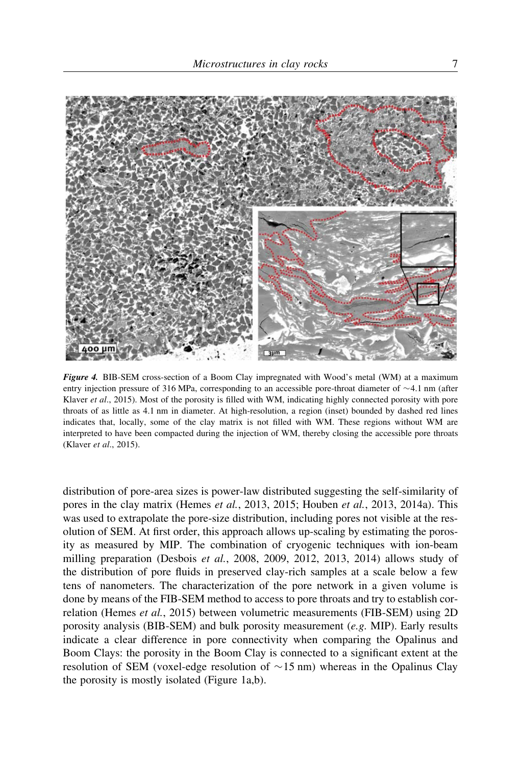***Figure 4.*** BIB-SEM cross-section of a Boom Clay impregnated with Wood's metal (WM) at a maximum entry injection pressure of 316 MPa, corresponding to an accessible pore-throat diameter of ~4.1 nm (after Klaver *et al*., 2015). Most of the porosity is filled with WM, indicating highly connected porosity with pore throats of as little as 4.1 nm in diameter. At high-resolution, a region (inset) bounded by dashed red lines indicates that, locally, some of the clay matrix is not filled with WM. These regions without WM are interpreted to have been compacted during the injection of WM, thereby closing the accessible pore throats (Klaver *et al*., 2015).

distribution of pore-area sizes is power-law distributed suggesting the self-similarity of pores in the clay matrix (Hemes *et al.*, 2013, 2015; Houben *et al.*, 2013, 2014a). This was used to extrapolate the pore-size distribution, including pores not visible at the resolution of SEM. At first order, this approach allows up-scaling by estimating the porosity as measured by MIP. The combination of cryogenic techniques with ion-beam milling preparation (Desbois *et al.*, 2008, 2009, 2012, 2013, 2014) allows study of the distribution of pore fluids in preserved clay-rich samples at a scale below a few tens of nanometers. The characterization of the pore network in a given volume is done by means of the FIB-SEM method to access to pore throats and try to establish correlation (Hemes *et al.*, 2015) between volumetric measurements (FIB-SEM) using 2D porosity analysis (BIB-SEM) and bulk porosity measurement (*e.g.* MIP). Early results indicate a clear difference in pore connectivity when comparing the Opalinus and Boom Clays: the porosity in the Boom Clay is connected to a significant extent at the resolution of SEM (voxel-edge resolution of ~15 nm) whereas in the Opalinus Clay the porosity is mostly isolated (Figure 1a,b).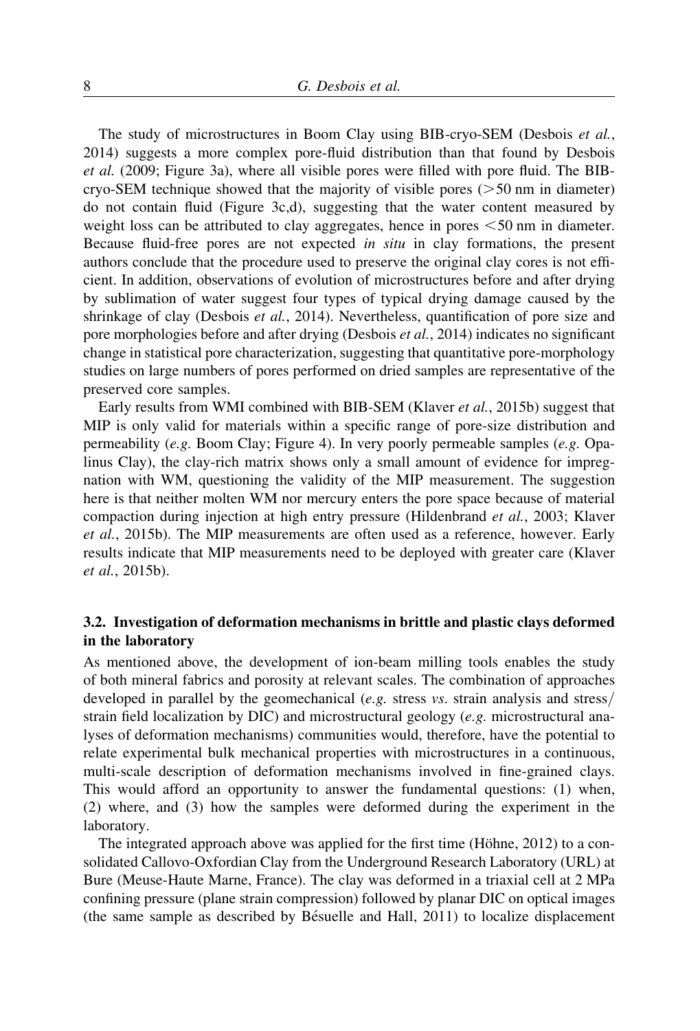The study of microstructures in Boom Clay using BIB-cryo-SEM (Desbois *et al.*, 2014) suggests a more complex pore-fluid distribution than that found by Desbois *et al.* (2009; Figure 3a), where all visible pores were filled with pore fluid. The BIB-cryo-SEM technique showed that the majority of visible pores (>50 nm in diameter) do not contain fluid (Figure 3c,d), suggesting that the water content measured by weight loss can be attributed to clay aggregates, hence in pores <50 nm in diameter. Because fluid-free pores are not expected *in situ* in clay formations, the present authors conclude that the procedure used to preserve the original clay cores is not efficient. In addition, observations of evolution of microstructures before and after drying by sublimation of water suggest four types of typical drying damage caused by the shrinkage of clay (Desbois *et al.*, 2014). Nevertheless, quantification of pore size and pore morphologies before and after drying (Desbois *et al.*, 2014) indicates no significant change in statistical pore characterization, suggesting that quantitative pore-morphology studies on large numbers of pores performed on dried samples are representative of the preserved core samples.

Early results from WMI combined with BIB-SEM (Klaver *et al.*, 2015b) suggest that MIP is only valid for materials within a specific range of pore-size distribution and permeability (*e.g.* Boom Clay; Figure 4). In very poorly permeable samples (*e.g.* Opalinus Clay), the clay-rich matrix shows only a small amount of evidence for impregnation with WM, questioning the validity of the MIP measurement. The suggestion here is that neither molten WM nor mercury enters the pore space because of material compaction during injection at high entry pressure (Hildenbrand *et al.*, 2003; Klaver *et al.*, 2015b). The MIP measurements are often used as a reference, however. Early results indicate that MIP measurements need to be deployed with greater care (Klaver *et al.*, 2015b).

### 3.2. Investigation of deformation mechanisms in brittle and plastic clays deformed in the laboratory

As mentioned above, the development of ion-beam milling tools enables the study of both mineral fabrics and porosity at relevant scales. The combination of approaches developed in parallel by the geomechanical (*e.g.* stress *vs.* strain analysis and stress/strain field localization by DIC) and microstructural geology (*e.g.* microstructural analyses of deformation mechanisms) communities would, therefore, have the potential to relate experimental bulk mechanical properties with microstructures in a continuous, multi-scale description of deformation mechanisms involved in fine-grained clays. This would afford an opportunity to answer the fundamental questions: (1) when, (2) where, and (3) how the samples were deformed during the experiment in the laboratory.

The integrated approach above was applied for the first time (Höhne, 2012) to a consolidated Callovo-Oxfordian Clay from the Underground Research Laboratory (URL) at Bure (Meuse-Haute Marne, France). The clay was deformed in a triaxial cell at 2 MPa confining pressure (plane strain compression) followed by planar DIC on optical images (the same sample as described by Bésuelle and Hall, 2011) to localize displacement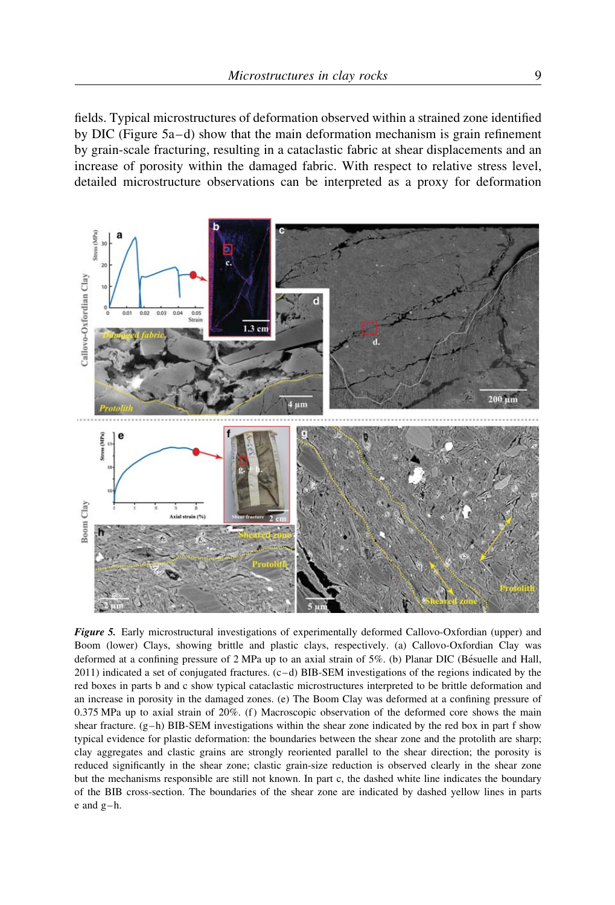fields. Typical microstructures of deformation observed within a strained zone identified by DIC (Figure 5a–d) show that the main deformation mechanism is grain refinement by grain-scale fracturing, resulting in a cataclastic fabric at shear displacements and an increase of porosity within the damaged fabric. With respect to relative stress level, detailed microstructure observations can be interpreted as a proxy for deformation

***Figure 5.*** Early microstructural investigations of experimentally deformed Callovo-Oxfordian (upper) and Boom (lower) Clays, showing brittle and plastic clays, respectively. (a) Callovo-Oxfordian Clay was deformed at a confining pressure of 2 MPa up to an axial strain of 5%. (b) Planar DIC (Bésuelle and Hall, 2011) indicated a set of conjugated fractures. (c–d) BIB-SEM investigations of the regions indicated by the red boxes in parts b and c show typical cataclastic microstructures interpreted to be brittle deformation and an increase in porosity in the damaged zones. (e) The Boom Clay was deformed at a confining pressure of 0.375 MPa up to axial strain of 20%. (f) Macroscopic observation of the deformed core shows the main shear fracture. (g–h) BIB-SEM investigations within the shear zone indicated by the red box in part f show typical evidence for plastic deformation: the boundaries between the shear zone and the protolith are sharp; clay aggregates and clastic grains are strongly reoriented parallel to the shear direction; the porosity is reduced significantly in the shear zone; clastic grain-size reduction is observed clearly in the shear zone but the mechanisms responsible are still not known. In part c, the dashed white line indicates the boundary of the BIB cross-section. The boundaries of the shear zone are indicated by dashed yellow lines in parts e and g–h.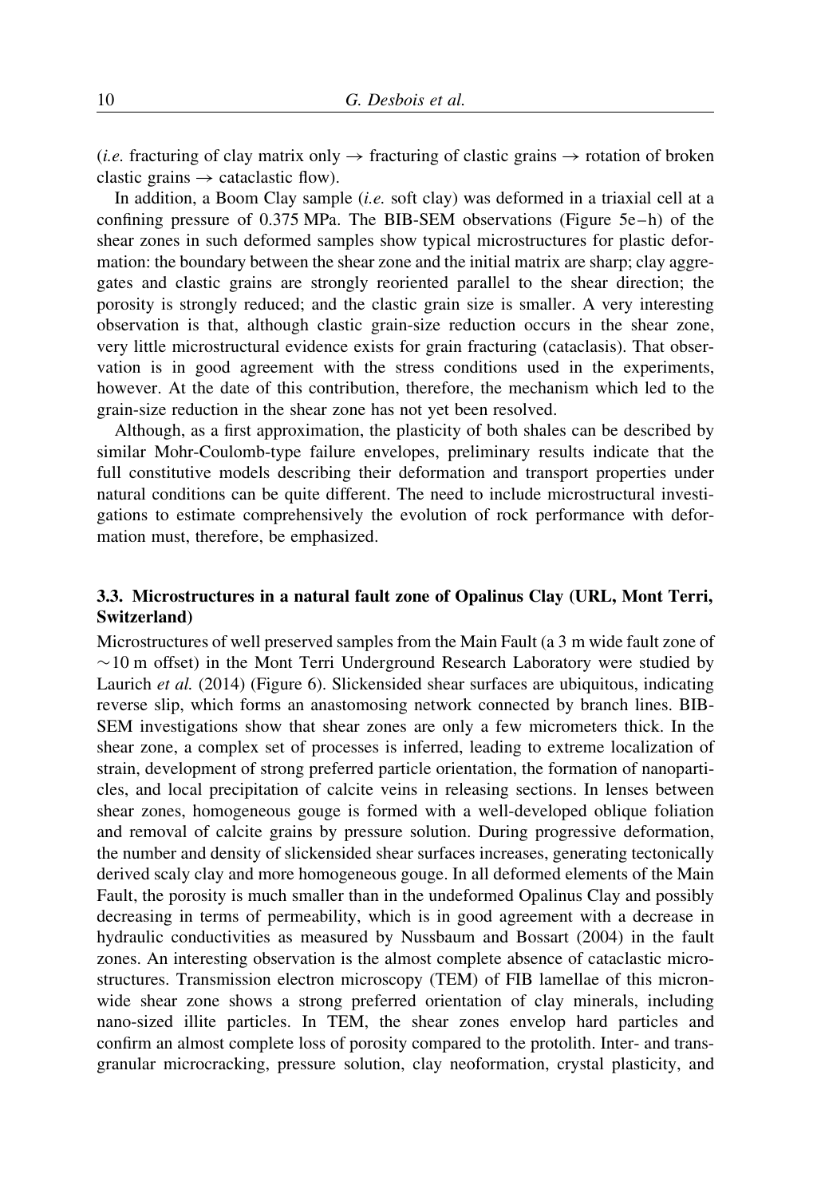(*i.e.* fracturing of clay matrix only → fracturing of clastic grains → rotation of broken clastic grains → cataclastic flow).

In addition, a Boom Clay sample (*i.e.* soft clay) was deformed in a triaxial cell at a confining pressure of 0.375 MPa. The BIB-SEM observations (Figure 5e–h) of the shear zones in such deformed samples show typical microstructures for plastic deformation: the boundary between the shear zone and the initial matrix are sharp; clay aggregates and clastic grains are strongly reoriented parallel to the shear direction; the porosity is strongly reduced; and the clastic grain size is smaller. A very interesting observation is that, although clastic grain-size reduction occurs in the shear zone, very little microstructural evidence exists for grain fracturing (cataclasis). That observation is in good agreement with the stress conditions used in the experiments, however. At the date of this contribution, therefore, the mechanism which led to the grain-size reduction in the shear zone has not yet been resolved.

Although, as a first approximation, the plasticity of both shales can be described by similar Mohr-Coulomb-type failure envelopes, preliminary results indicate that the full constitutive models describing their deformation and transport properties under natural conditions can be quite different. The need to include microstructural investigations to estimate comprehensively the evolution of rock performance with deformation must, therefore, be emphasized.

### 3.3. Microstructures in a natural fault zone of Opalinus Clay (URL, Mont Terri, Switzerland)

Microstructures of well preserved samples from the Main Fault (a 3 m wide fault zone of ~10 m offset) in the Mont Terri Underground Research Laboratory were studied by Laurich *et al.* (2014) (Figure 6). Slickensided shear surfaces are ubiquitous, indicating reverse slip, which forms an anastomosing network connected by branch lines. BIB-SEM investigations show that shear zones are only a few micrometers thick. In the shear zone, a complex set of processes is inferred, leading to extreme localization of strain, development of strong preferred particle orientation, the formation of nanoparticles, and local precipitation of calcite veins in releasing sections. In lenses between shear zones, homogeneous gouge is formed with a well-developed oblique foliation and removal of calcite grains by pressure solution. During progressive deformation, the number and density of slickensided shear surfaces increases, generating tectonically derived scaly clay and more homogeneous gouge. In all deformed elements of the Main Fault, the porosity is much smaller than in the undeformed Opalinus Clay and possibly decreasing in terms of permeability, which is in good agreement with a decrease in hydraulic conductivities as measured by Nussbaum and Bossart (2004) in the fault zones. An interesting observation is the almost complete absence of cataclastic microstructures. Transmission electron microscopy (TEM) of FIB lamellae of this micron-wide shear zone shows a strong preferred orientation of clay minerals, including nano-sized illite particles. In TEM, the shear zones envelop hard particles and confirm an almost complete loss of porosity compared to the protolith. Inter- and trans-granular microcracking, pressure solution, clay neoformation, crystal plasticity, and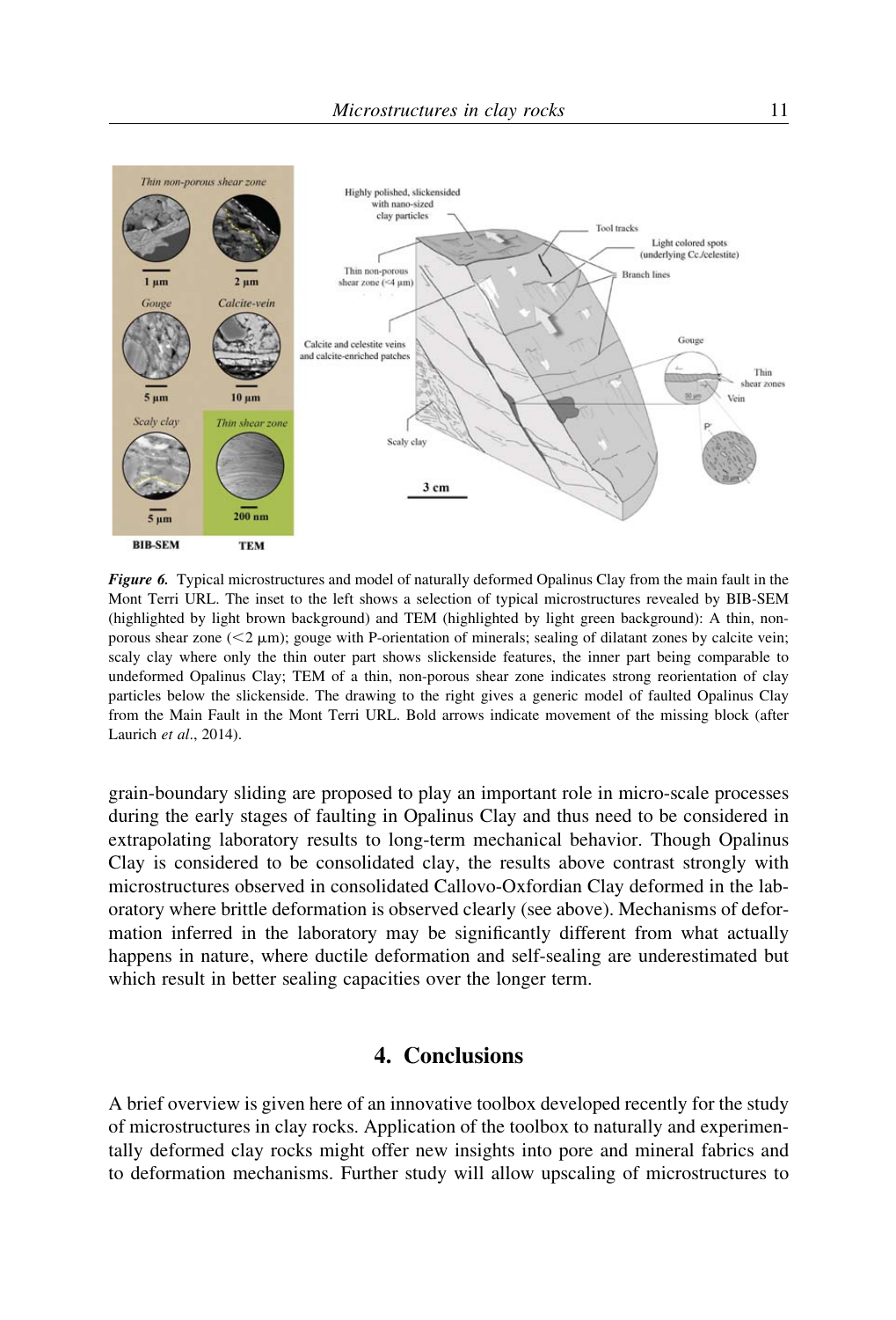*Figure 6.* Typical microstructures and model of naturally deformed Opalinus Clay from the main fault in the Mont Terri URL. The inset to the left shows a selection of typical microstructures revealed by BIB-SEM (highlighted by light brown background) and TEM (highlighted by light green background): A thin, non-porous shear zone (<2 μm); gouge with P-orientation of minerals; sealing of dilatant zones by calcite vein; scaly clay where only the thin outer part shows slickenside features, the inner part being comparable to undeformed Opalinus Clay; TEM of a thin, non-porous shear zone indicates strong reorientation of clay particles below the slickenside. The drawing to the right gives a generic model of faulted Opalinus Clay from the Main Fault in the Mont Terri URL. Bold arrows indicate movement of the missing block (after Laurich *et al*., 2014).

grain-boundary sliding are proposed to play an important role in micro-scale processes during the early stages of faulting in Opalinus Clay and thus need to be considered in extrapolating laboratory results to long-term mechanical behavior. Though Opalinus Clay is considered to be consolidated clay, the results above contrast strongly with microstructures observed in consolidated Callovo-Oxfordian Clay deformed in the laboratory where brittle deformation is observed clearly (see above). Mechanisms of deformation inferred in the laboratory may be significantly different from what actually happens in nature, where ductile deformation and self-sealing are underestimated but which result in better sealing capacities over the longer term.

## 4. Conclusions

A brief overview is given here of an innovative toolbox developed recently for the study of microstructures in clay rocks. Application of the toolbox to naturally and experimentally deformed clay rocks might offer new insights into pore and mineral fabrics and to deformation mechanisms. Further study will allow upscaling of microstructures to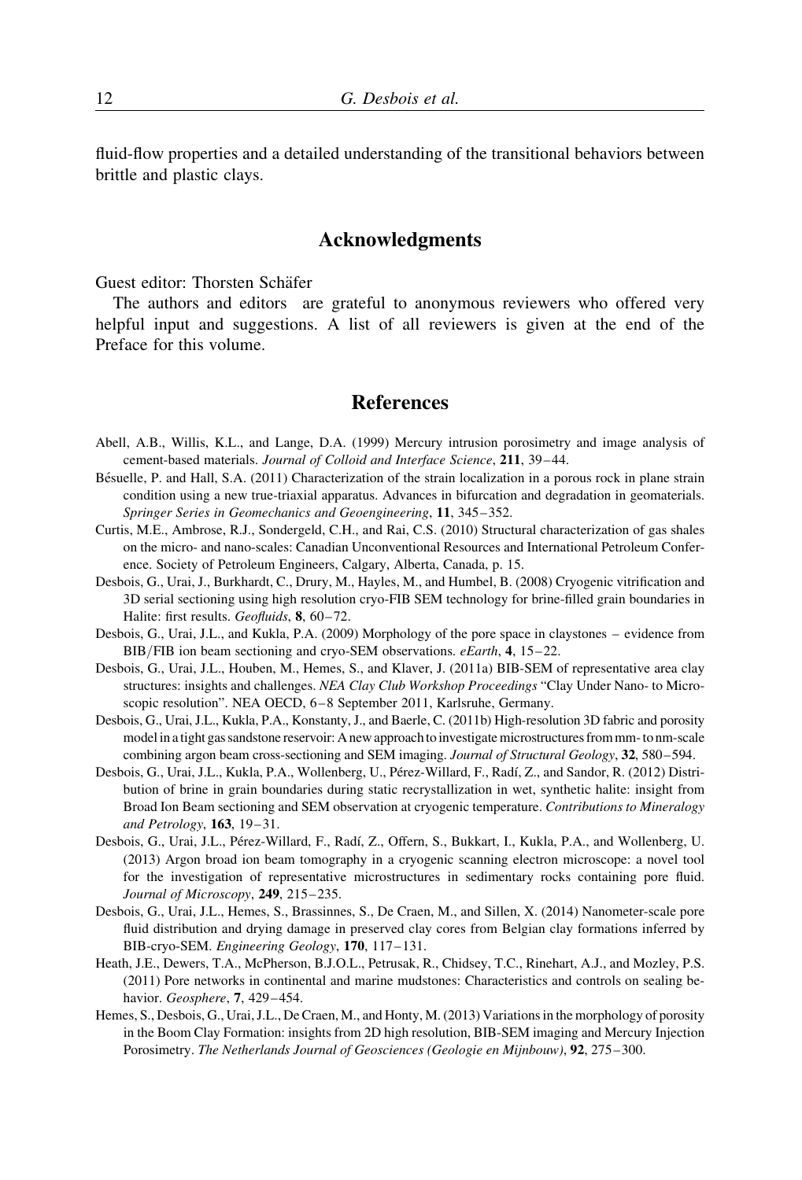fluid-flow properties and a detailed understanding of the transitional behaviors between brittle and plastic clays.

## Acknowledgments

Guest editor: Thorsten Schäfer

The authors and editors are grateful to anonymous reviewers who offered very helpful input and suggestions. A list of all reviewers is given at the end of the Preface for this volume.

## References

Abell, A.B., Willis, K.L., and Lange, D.A. (1999) Mercury intrusion porosimetry and image analysis of cement-based materials. *Journal of Colloid and Interface Science*, **211**, 39–44.

Bésuelle, P. and Hall, S.A. (2011) Characterization of the strain localization in a porous rock in plane strain condition using a new true-triaxial apparatus. Advances in bifurcation and degradation in geomaterials. *Springer Series in Geomechanics and Geoengineering*, **11**, 345–352.

Curtis, M.E., Ambrose, R.J., Sondergeld, C.H., and Rai, C.S. (2010) Structural characterization of gas shales on the micro- and nano-scales: Canadian Unconventional Resources and International Petroleum Conference. Society of Petroleum Engineers, Calgary, Alberta, Canada, p. 15.

Desbois, G., Urai, J., Burkhardt, C., Drury, M., Hayles, M., and Humbel, B. (2008) Cryogenic vitrification and 3D serial sectioning using high resolution cryo-FIB SEM technology for brine-filled grain boundaries in Halite: first results. *Geofluids*, **8**, 60–72.

Desbois, G., Urai, J.L., and Kukla, P.A. (2009) Morphology of the pore space in claystones – evidence from BIB/FIB ion beam sectioning and cryo-SEM observations. *eEarth*, **4**, 15–22.

Desbois, G., Urai, J.L., Houben, M., Hemes, S., and Klaver, J. (2011a) BIB-SEM of representative area clay structures: insights and challenges. *NEA Clay Club Workshop Proceedings* "Clay Under Nano- to Microscopic resolution". NEA OECD, 6–8 September 2011, Karlsruhe, Germany.

Desbois, G., Urai, J.L., Kukla, P.A., Konstanty, J., and Baerle, C. (2011b) High-resolution 3D fabric and porosity model in a tight gas sandstone reservoir: A new approach to investigate microstructures from mm- to nm-scale combining argon beam cross-sectioning and SEM imaging. *Journal of Structural Geology*, **32**, 580–594.

Desbois, G., Urai, J.L., Kukla, P.A., Wollenberg, U., Pérez-Willard, F., Radí, Z., and Sandor, R. (2012) Distribution of brine in grain boundaries during static recrystallization in wet, synthetic halite: insight from Broad Ion Beam sectioning and SEM observation at cryogenic temperature. *Contributions to Mineralogy and Petrology*, **163**, 19–31.

Desbois, G., Urai, J.L., Pérez-Willard, F., Radí, Z., Offern, S., Bukkart, I., Kukla, P.A., and Wollenberg, U. (2013) Argon broad ion beam tomography in a cryogenic scanning electron microscope: a novel tool for the investigation of representative microstructures in sedimentary rocks containing pore fluid. *Journal of Microscopy*, **249**, 215–235.

Desbois, G., Urai, J.L., Hemes, S., Brassinnes, S., De Craen, M., and Sillen, X. (2014) Nanometer-scale pore fluid distribution and drying damage in preserved clay cores from Belgian clay formations inferred by BIB-cryo-SEM. *Engineering Geology*, **170**, 117–131.

Heath, J.E., Dewers, T.A., McPherson, B.J.O.L., Petrusak, R., Chidsey, T.C., Rinehart, A.J., and Mozley, P.S. (2011) Pore networks in continental and marine mudstones: Characteristics and controls on sealing behavior. *Geosphere*, **7**, 429–454.

Hemes, S., Desbois, G., Urai, J.L., De Craen, M., and Honty, M. (2013) Variations in the morphology of porosity in the Boom Clay Formation: insights from 2D high resolution, BIB-SEM imaging and Mercury Injection Porosimetry. *The Netherlands Journal of Geosciences (Geologie en Mijnbouw)*, **92**, 275–300.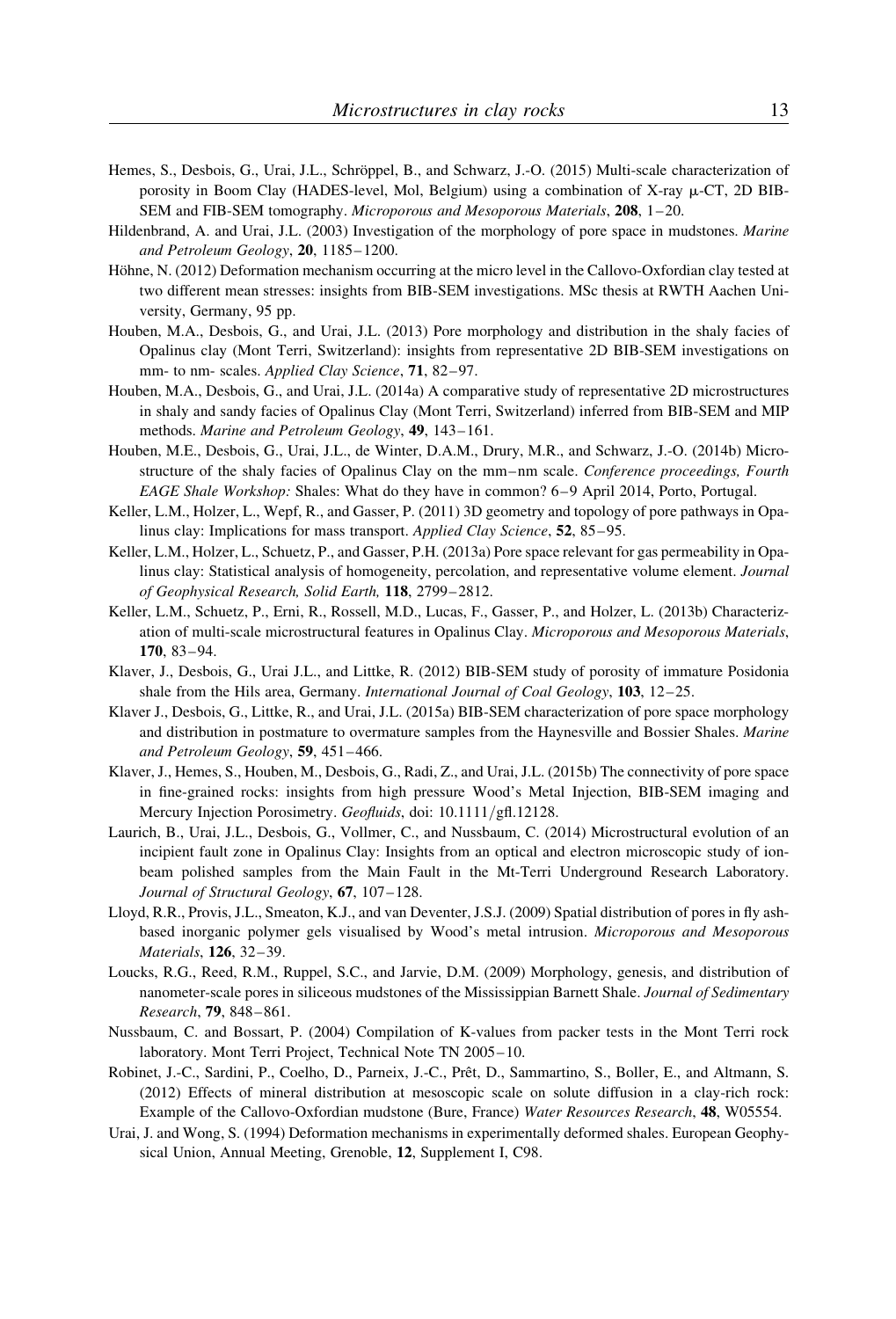Hemes, S., Desbois, G., Urai, J.L., Schröppel, B., and Schwarz, J.-O. (2015) Multi-scale characterization of porosity in Boom Clay (HADES-level, Mol, Belgium) using a combination of X-ray μ-CT, 2D BIB-SEM and FIB-SEM tomography. *Microporous and Mesoporous Materials*, **208**, 1–20.

Hildenbrand, A. and Urai, J.L. (2003) Investigation of the morphology of pore space in mudstones. *Marine and Petroleum Geology*, **20**, 1185–1200.

Höhne, N. (2012) Deformation mechanism occurring at the micro level in the Callovo-Oxfordian clay tested at two different mean stresses: insights from BIB-SEM investigations. MSc thesis at RWTH Aachen University, Germany, 95 pp.

Houben, M.A., Desbois, G., and Urai, J.L. (2013) Pore morphology and distribution in the shaly facies of Opalinus clay (Mont Terri, Switzerland): insights from representative 2D BIB-SEM investigations on mm- to nm- scales. *Applied Clay Science*, **71**, 82–97.

Houben, M.A., Desbois, G., and Urai, J.L. (2014a) A comparative study of representative 2D microstructures in shaly and sandy facies of Opalinus Clay (Mont Terri, Switzerland) inferred from BIB-SEM and MIP methods. *Marine and Petroleum Geology*, **49**, 143–161.

Houben, M.E., Desbois, G., Urai, J.L., de Winter, D.A.M., Drury, M.R., and Schwarz, J.-O. (2014b) Microstructure of the shaly facies of Opalinus Clay on the mm–nm scale. *Conference proceedings, Fourth EAGE Shale Workshop:* Shales: What do they have in common? 6–9 April 2014, Porto, Portugal.

Keller, L.M., Holzer, L., Wepf, R., and Gasser, P. (2011) 3D geometry and topology of pore pathways in Opalinus clay: Implications for mass transport. *Applied Clay Science*, **52**, 85–95.

Keller, L.M., Holzer, L., Schuetz, P., and Gasser, P.H. (2013a) Pore space relevant for gas permeability in Opalinus clay: Statistical analysis of homogeneity, percolation, and representative volume element. *Journal of Geophysical Research, Solid Earth,* **118**, 2799–2812.

Keller, L.M., Schuetz, P., Erni, R., Rossell, M.D., Lucas, F., Gasser, P., and Holzer, L. (2013b) Characterization of multi-scale microstructural features in Opalinus Clay. *Microporous and Mesoporous Materials*, **170**, 83–94.

Klaver, J., Desbois, G., Urai J.L., and Littke, R. (2012) BIB-SEM study of porosity of immature Posidonia shale from the Hils area, Germany. *International Journal of Coal Geology*, **103**, 12–25.

Klaver J., Desbois, G., Littke, R., and Urai, J.L. (2015a) BIB-SEM characterization of pore space morphology and distribution in postmature to overmature samples from the Haynesville and Bossier Shales. *Marine and Petroleum Geology*, **59**, 451–466.

Klaver, J., Hemes, S., Houben, M., Desbois, G., Radi, Z., and Urai, J.L. (2015b) The connectivity of pore space in fine-grained rocks: insights from high pressure Wood's Metal Injection, BIB-SEM imaging and Mercury Injection Porosimetry. *Geofluids*, doi: 10.1111/gfl.12128.

Laurich, B., Urai, J.L., Desbois, G., Vollmer, C., and Nussbaum, C. (2014) Microstructural evolution of an incipient fault zone in Opalinus Clay: Insights from an optical and electron microscopic study of ion-beam polished samples from the Main Fault in the Mt-Terri Underground Research Laboratory. *Journal of Structural Geology*, **67**, 107–128.

Lloyd, R.R., Provis, J.L., Smeaton, K.J., and van Deventer, J.S.J. (2009) Spatial distribution of pores in fly ash-based inorganic polymer gels visualised by Wood's metal intrusion. *Microporous and Mesoporous Materials*, **126**, 32–39.

Loucks, R.G., Reed, R.M., Ruppel, S.C., and Jarvie, D.M. (2009) Morphology, genesis, and distribution of nanometer-scale pores in siliceous mudstones of the Mississippian Barnett Shale. *Journal of Sedimentary Research*, **79**, 848–861.

Nussbaum, C. and Bossart, P. (2004) Compilation of K-values from packer tests in the Mont Terri rock laboratory. Mont Terri Project, Technical Note TN 2005–10.

Robinet, J.-C., Sardini, P., Coelho, D., Parneix, J.-C., Prêt, D., Sammartino, S., Boller, E., and Altmann, S. (2012) Effects of mineral distribution at mesoscopic scale on solute diffusion in a clay-rich rock: Example of the Callovo-Oxfordian mudstone (Bure, France) *Water Resources Research*, **48**, W05554.

Urai, J. and Wong, S. (1994) Deformation mechanisms in experimentally deformed shales. European Geophysical Union, Annual Meeting, Grenoble, **12**, Supplement I, C98.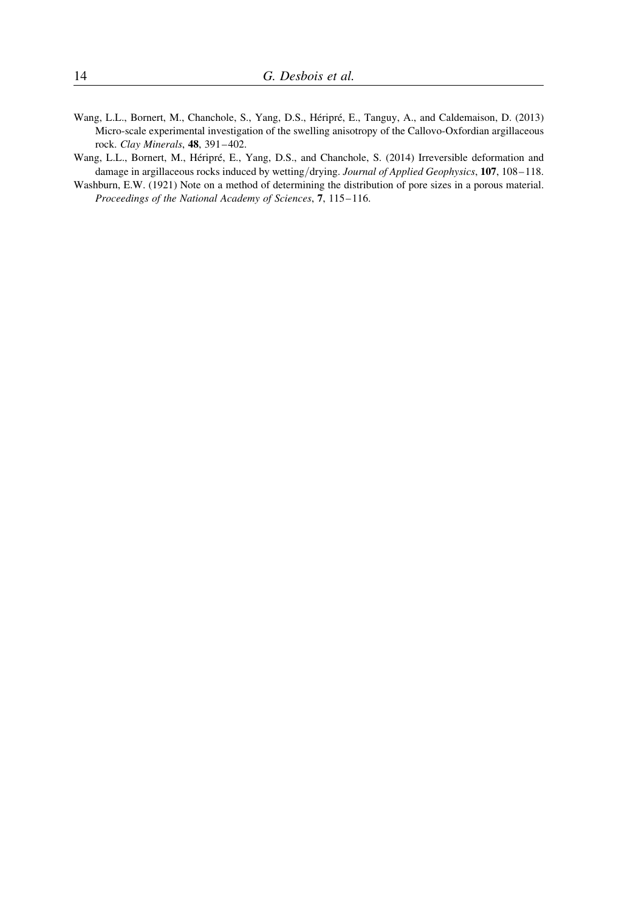Wang, L.L., Bornert, M., Chanchole, S., Yang, D.S., Héripré, E., Tanguy, A., and Caldemaison, D. (2013) Micro-scale experimental investigation of the swelling anisotropy of the Callovo-Oxfordian argillaceous rock. *Clay Minerals*, **48**, 391–402.

Wang, L.L., Bornert, M., Héripré, E., Yang, D.S., and Chanchole, S. (2014) Irreversible deformation and damage in argillaceous rocks induced by wetting/drying. *Journal of Applied Geophysics*, **107**, 108–118.

Washburn, E.W. (1921) Note on a method of determining the distribution of pore sizes in a porous material. *Proceedings of the National Academy of Sciences*, **7**, 115–116.